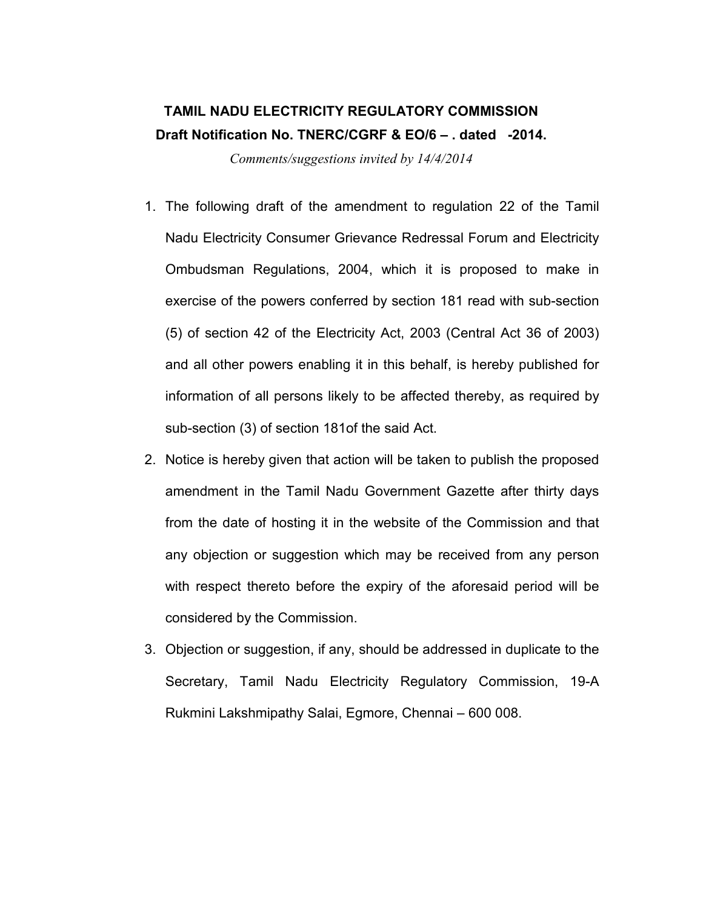**TAMIL NADU ELECTRICITY REGULATORY COMMISSION**

**Draft Notification No. TNERC/CGRF & EO/6 – . dated -2014.**

*Comments/suggestions invited by 14/4/2014*

1. The following draft of the amendment to regulation 22 of the Tamil Nadu Electricity Consumer Grievance Redressal Forum and Electricity Ombudsman Regulations, 2004, which it is proposed to make in exercise of the powers conferred by section 181 read with sub-section (5) of section 42 of the Electricity Act, 2003 (Central Act 36 of 2003) and all other powers enabling it in this behalf, is hereby published for information of all persons likely to be affected thereby, as required by sub-section (3) of section 181of the said Act.
2. Notice is hereby given that action will be taken to publish the proposed amendment in the Tamil Nadu Government Gazette after thirty days from the date of hosting it in the website of the Commission and that any objection or suggestion which may be received from any person with respect thereto before the expiry of the aforesaid period will be considered by the Commission.
3. Objection or suggestion, if any, should be addressed in duplicate to the Secretary, Tamil Nadu Electricity Regulatory Commission, 19-A Rukmini Lakshmipathy Salai, Egmore, Chennai – 600 008.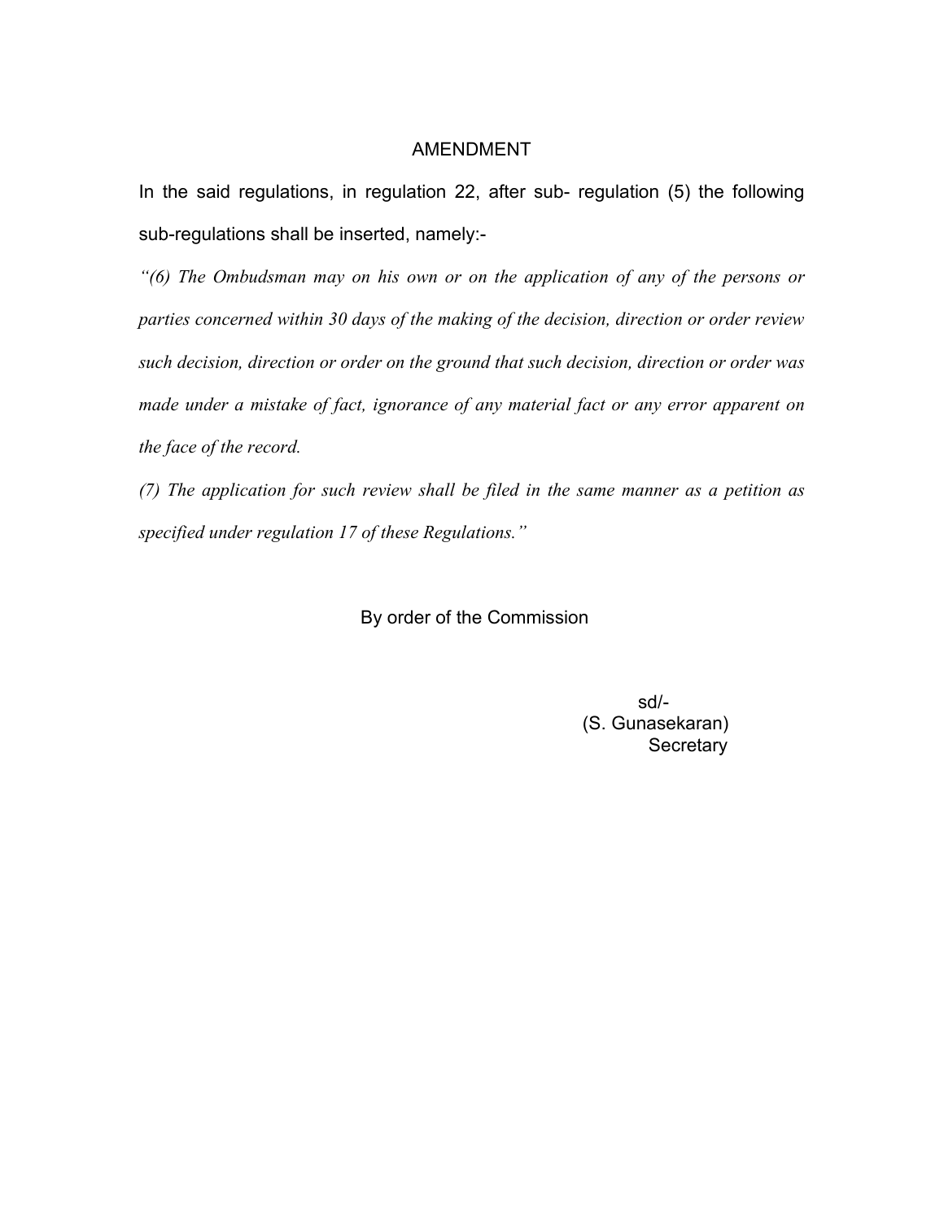## AMENDMENT

In the said regulations, in regulation 22, after sub- regulation (5) the following sub-regulations shall be inserted, namely:-

*"(6) The Ombudsman may on his own or on the application of any of the persons or parties concerned within 30 days of the making of the decision, direction or order review such decision, direction or order on the ground that such decision, direction or order was made under a mistake of fact, ignorance of any material fact or any error apparent on the face of the record.*

*(7) The application for such review shall be filed in the same manner as a petition as specified under regulation 17 of these Regulations."*

By order of the Commission

sd/-
(S. Gunasekaran)
Secretary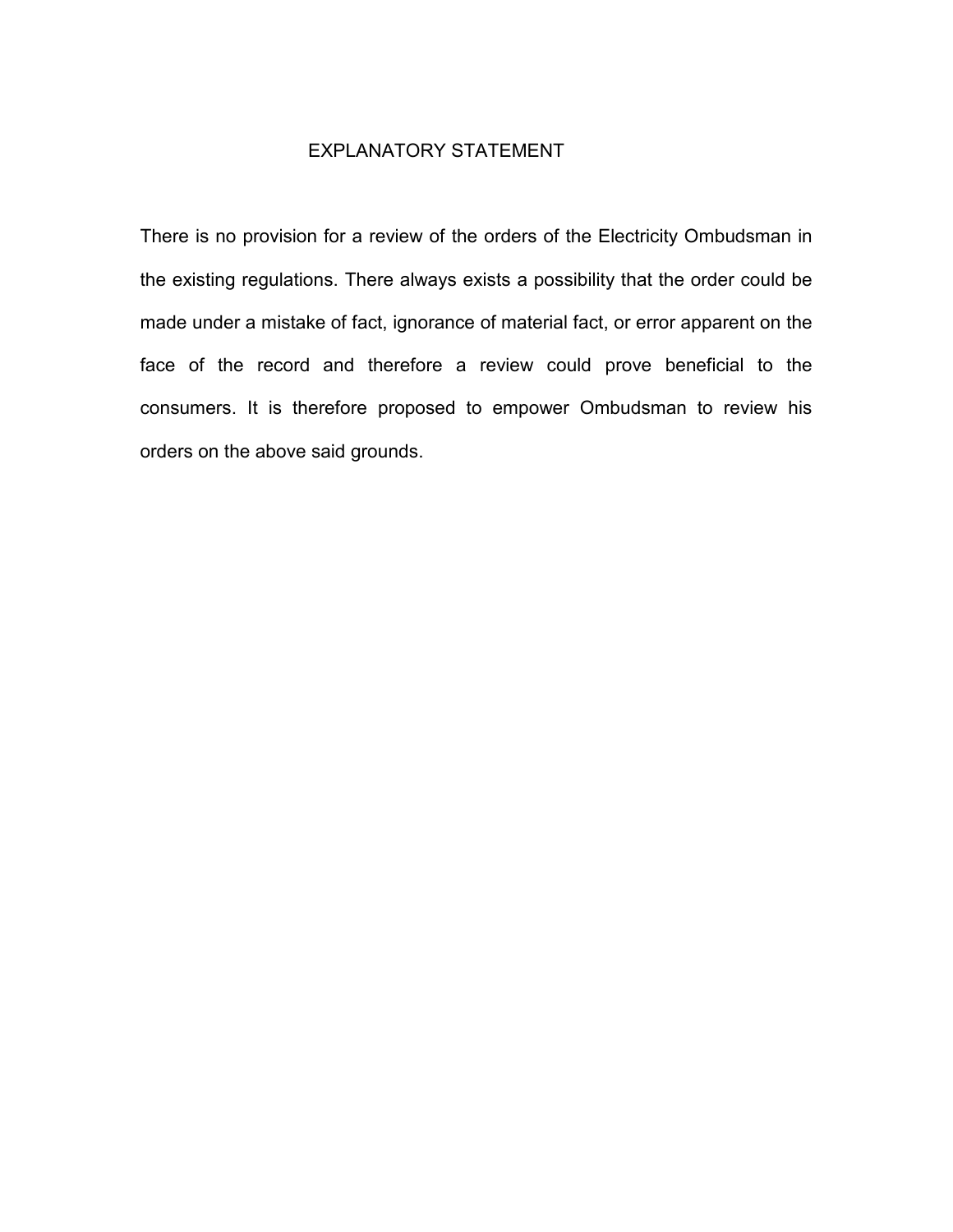# EXPLANATORY STATEMENT

There is no provision for a review of the orders of the Electricity Ombudsman in the existing regulations. There always exists a possibility that the order could be made under a mistake of fact, ignorance of material fact, or error apparent on the face of the record and therefore a review could prove beneficial to the consumers. It is therefore proposed to empower Ombudsman to review his orders on the above said grounds.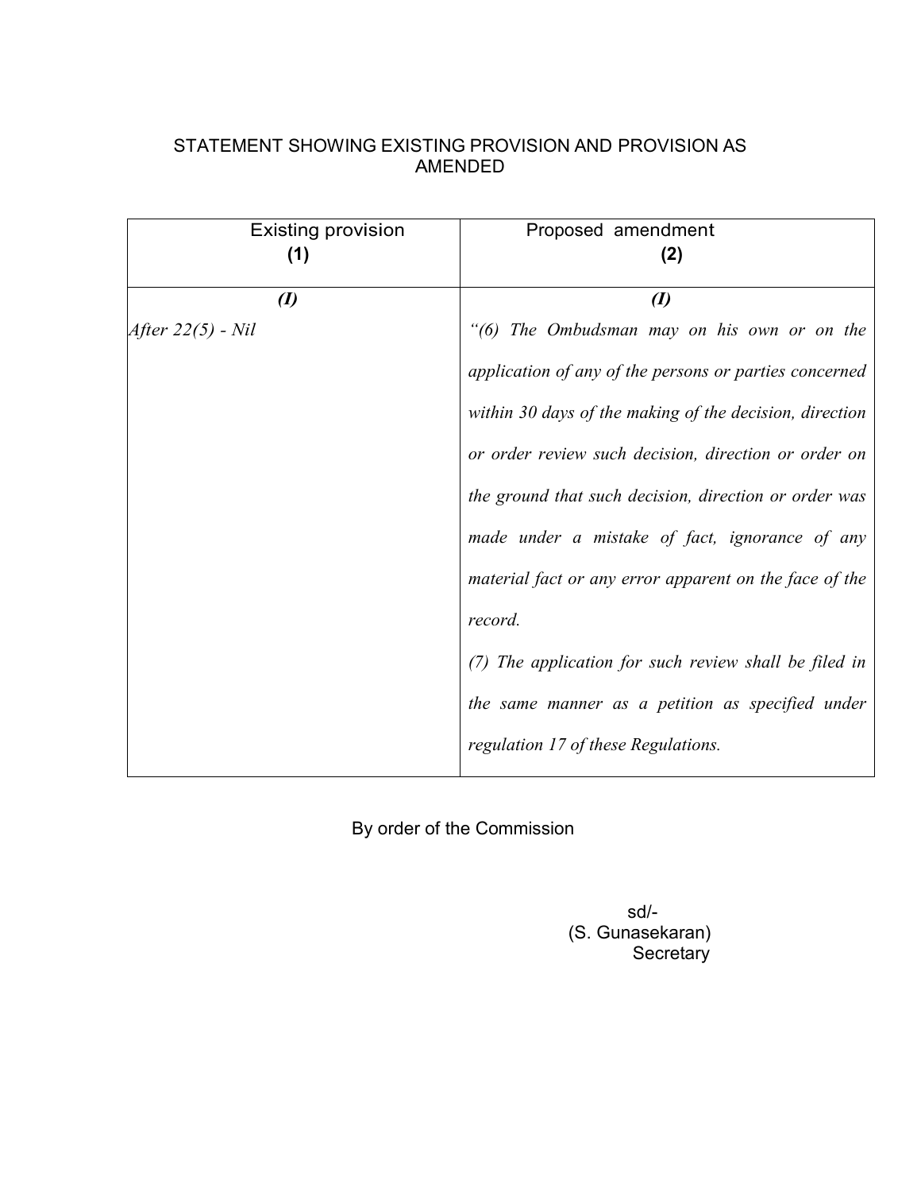STATEMENT SHOWING EXISTING PROVISION AND PROVISION AS AMENDED

| Existing provision<br>**(1)** | Proposed amendment<br>**(2)** |
|---|---|
| ***(I)*** | ***(I)*** |
| *After 22(5) - Nil* | *"(6) The Ombudsman may on his own or on the application of any of the persons or parties concerned within 30 days of the making of the decision, direction or order review such decision, direction or order on the ground that such decision, direction or order was made under a mistake of fact, ignorance of any material fact or any error apparent on the face of the record.*<br>*(7) The application for such review shall be filed in the same manner as a petition as specified under regulation 17 of these Regulations.* |

By order of the Commission

sd/-
(S. Gunasekaran)
Secretary